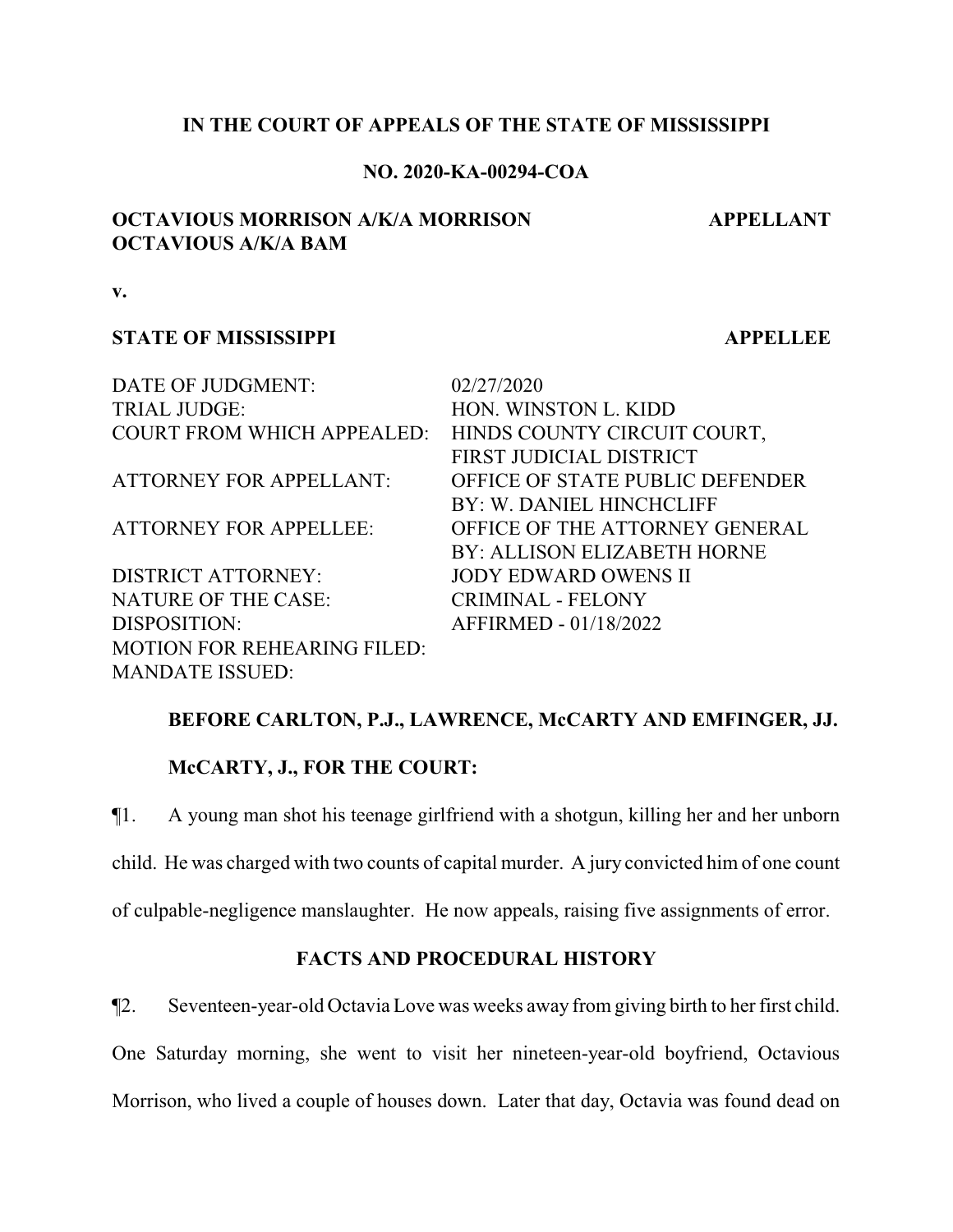**IN THE COURT OF APPEALS OF THE STATE OF MISSISSIPPI**

**NO. 2020-KA-00294-COA**

**OCTAVIOUS MORRISON A/K/A MORRISON OCTAVIOUS A/K/A BAM** — **APPELLANT**

**v.**

**STATE OF MISSISSIPPI** — **APPELLEE**

| | |
|---|---|
| DATE OF JUDGMENT: | 02/27/2020 |
| TRIAL JUDGE: | HON. WINSTON L. KIDD |
| COURT FROM WHICH APPEALED: | HINDS COUNTY CIRCUIT COURT, FIRST JUDICIAL DISTRICT |
| ATTORNEY FOR APPELLANT: | OFFICE OF STATE PUBLIC DEFENDER BY: W. DANIEL HINCHCLIFF |
| ATTORNEY FOR APPELLEE: | OFFICE OF THE ATTORNEY GENERAL BY: ALLISON ELIZABETH HORNE |
| DISTRICT ATTORNEY: | JODY EDWARD OWENS II |
| NATURE OF THE CASE: | CRIMINAL - FELONY |
| DISPOSITION: | AFFIRMED - 01/18/2022 |
| MOTION FOR REHEARING FILED: | |
| MANDATE ISSUED: | |

**BEFORE CARLTON, P.J., LAWRENCE, McCARTY AND EMFINGER, JJ.**

**McCARTY, J., FOR THE COURT:**

¶1. A young man shot his teenage girlfriend with a shotgun, killing her and her unborn child. He was charged with two counts of capital murder. A jury convicted him of one count of culpable-negligence manslaughter. He now appeals, raising five assignments of error.

## FACTS AND PROCEDURAL HISTORY

¶2. Seventeen-year-old Octavia Love was weeks away from giving birth to her first child. One Saturday morning, she went to visit her nineteen-year-old boyfriend, Octavious Morrison, who lived a couple of houses down. Later that day, Octavia was found dead on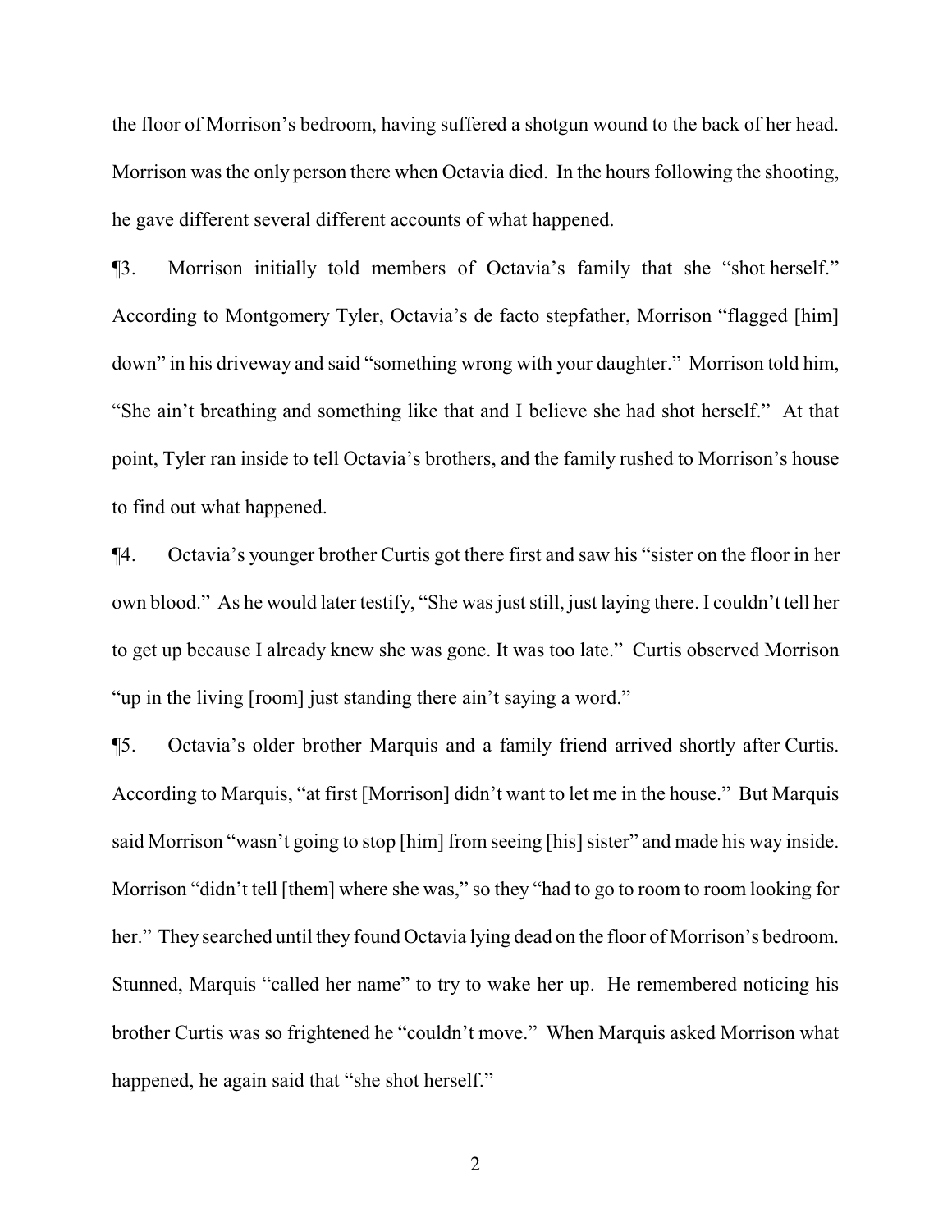the floor of Morrison's bedroom, having suffered a shotgun wound to the back of her head. Morrison was the only person there when Octavia died. In the hours following the shooting, he gave different several different accounts of what happened.

¶3. Morrison initially told members of Octavia's family that she "shot herself." According to Montgomery Tyler, Octavia's de facto stepfather, Morrison "flagged [him] down" in his driveway and said "something wrong with your daughter." Morrison told him, "She ain't breathing and something like that and I believe she had shot herself." At that point, Tyler ran inside to tell Octavia's brothers, and the family rushed to Morrison's house to find out what happened.

¶4. Octavia's younger brother Curtis got there first and saw his "sister on the floor in her own blood." As he would later testify, "She was just still, just laying there. I couldn't tell her to get up because I already knew she was gone. It was too late." Curtis observed Morrison "up in the living [room] just standing there ain't saying a word."

¶5. Octavia's older brother Marquis and a family friend arrived shortly after Curtis. According to Marquis, "at first [Morrison] didn't want to let me in the house." But Marquis said Morrison "wasn't going to stop [him] from seeing [his] sister" and made his way inside. Morrison "didn't tell [them] where she was," so they "had to go to room to room looking for her." They searched until they found Octavia lying dead on the floor of Morrison's bedroom. Stunned, Marquis "called her name" to try to wake her up. He remembered noticing his brother Curtis was so frightened he "couldn't move." When Marquis asked Morrison what happened, he again said that "she shot herself."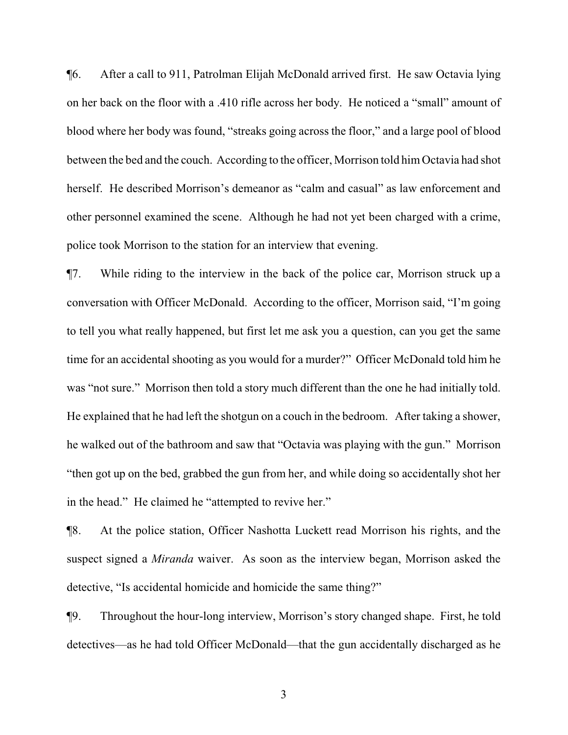¶6. After a call to 911, Patrolman Elijah McDonald arrived first. He saw Octavia lying on her back on the floor with a .410 rifle across her body. He noticed a "small" amount of blood where her body was found, "streaks going across the floor," and a large pool of blood between the bed and the couch. According to the officer, Morrison told him Octavia had shot herself. He described Morrison's demeanor as "calm and casual" as law enforcement and other personnel examined the scene. Although he had not yet been charged with a crime, police took Morrison to the station for an interview that evening.

¶7. While riding to the interview in the back of the police car, Morrison struck up a conversation with Officer McDonald. According to the officer, Morrison said, "I'm going to tell you what really happened, but first let me ask you a question, can you get the same time for an accidental shooting as you would for a murder?" Officer McDonald told him he was "not sure." Morrison then told a story much different than the one he had initially told. He explained that he had left the shotgun on a couch in the bedroom. After taking a shower, he walked out of the bathroom and saw that "Octavia was playing with the gun." Morrison "then got up on the bed, grabbed the gun from her, and while doing so accidentally shot her in the head." He claimed he "attempted to revive her."

¶8. At the police station, Officer Nashotta Luckett read Morrison his rights, and the suspect signed a *Miranda* waiver. As soon as the interview began, Morrison asked the detective, "Is accidental homicide and homicide the same thing?"

¶9. Throughout the hour-long interview, Morrison's story changed shape. First, he told detectives—as he had told Officer McDonald—that the gun accidentally discharged as he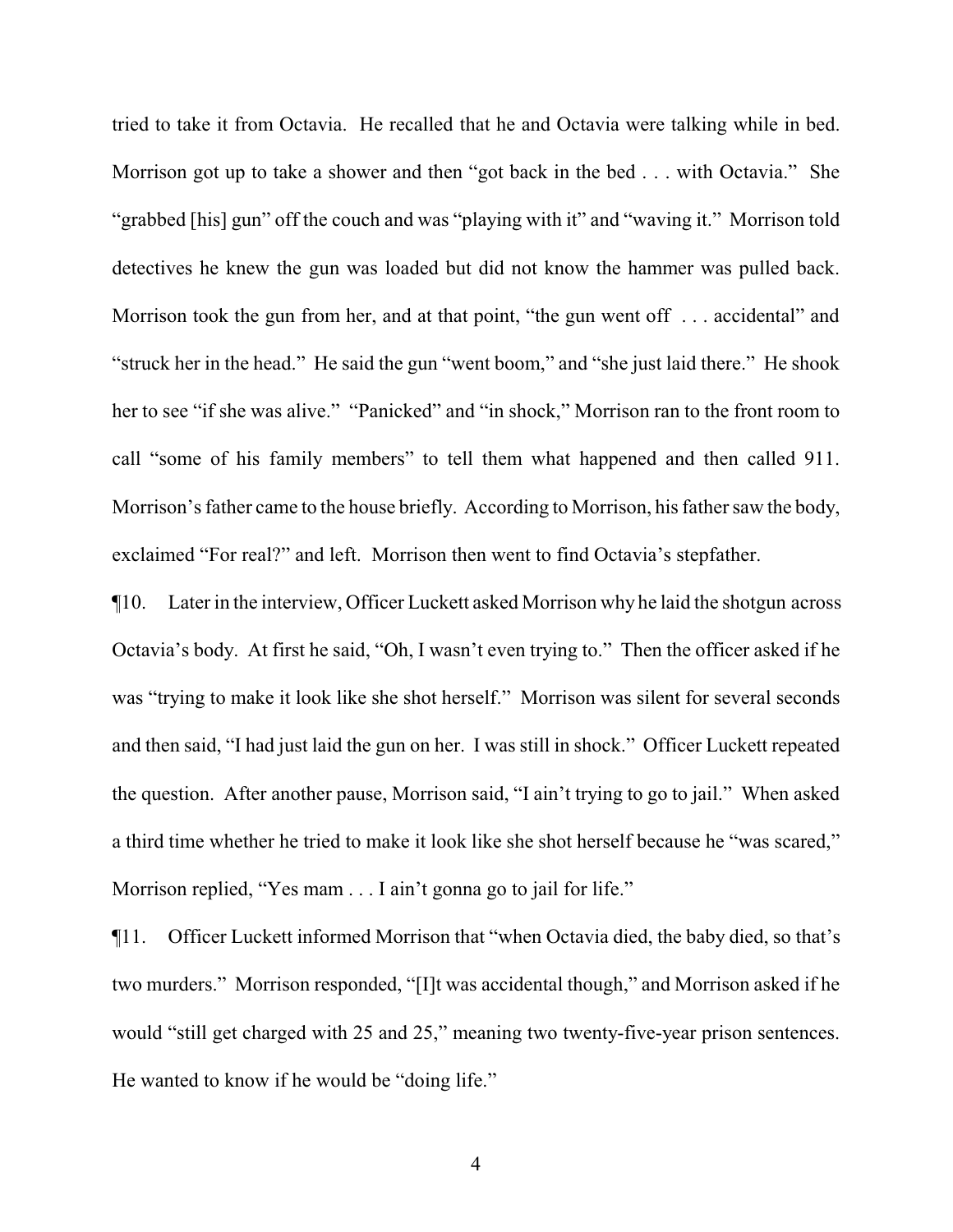tried to take it from Octavia. He recalled that he and Octavia were talking while in bed. Morrison got up to take a shower and then "got back in the bed . . . with Octavia." She "grabbed [his] gun" off the couch and was "playing with it" and "waving it." Morrison told detectives he knew the gun was loaded but did not know the hammer was pulled back. Morrison took the gun from her, and at that point, "the gun went off . . . accidental" and "struck her in the head." He said the gun "went boom," and "she just laid there." He shook her to see "if she was alive." "Panicked" and "in shock," Morrison ran to the front room to call "some of his family members" to tell them what happened and then called 911. Morrison's father came to the house briefly. According to Morrison, his father saw the body, exclaimed "For real?" and left. Morrison then went to find Octavia's stepfather.

¶10. Later in the interview, Officer Luckett asked Morrison why he laid the shotgun across Octavia's body. At first he said, "Oh, I wasn't even trying to." Then the officer asked if he was "trying to make it look like she shot herself." Morrison was silent for several seconds and then said, "I had just laid the gun on her. I was still in shock." Officer Luckett repeated the question. After another pause, Morrison said, "I ain't trying to go to jail." When asked a third time whether he tried to make it look like she shot herself because he "was scared," Morrison replied, "Yes mam . . . I ain't gonna go to jail for life."

¶11. Officer Luckett informed Morrison that "when Octavia died, the baby died, so that's two murders." Morrison responded, "[I]t was accidental though," and Morrison asked if he would "still get charged with 25 and 25," meaning two twenty-five-year prison sentences. He wanted to know if he would be "doing life."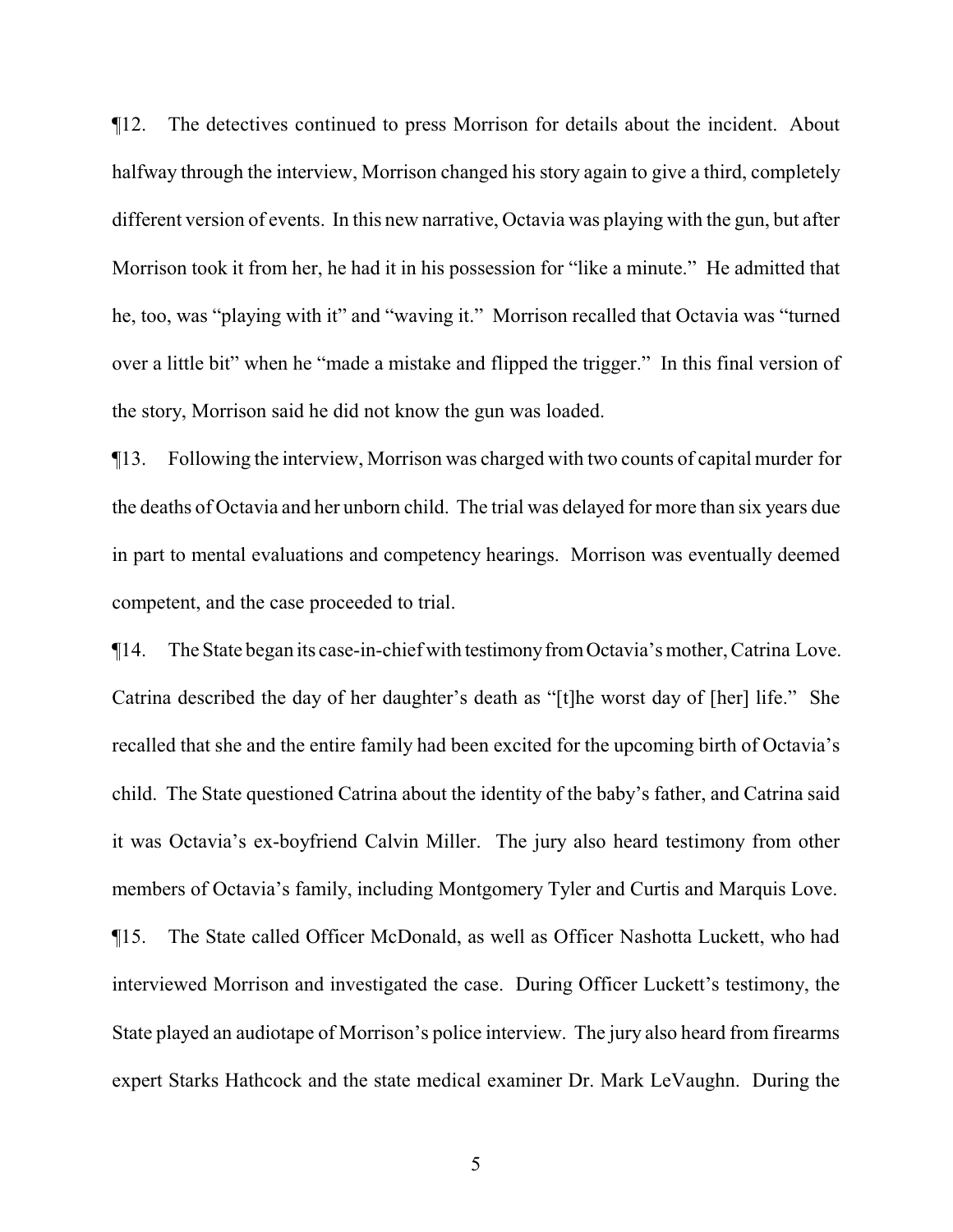¶12. The detectives continued to press Morrison for details about the incident. About halfway through the interview, Morrison changed his story again to give a third, completely different version of events. In this new narrative, Octavia was playing with the gun, but after Morrison took it from her, he had it in his possession for "like a minute." He admitted that he, too, was "playing with it" and "waving it." Morrison recalled that Octavia was "turned over a little bit" when he "made a mistake and flipped the trigger." In this final version of the story, Morrison said he did not know the gun was loaded.

¶13. Following the interview, Morrison was charged with two counts of capital murder for the deaths of Octavia and her unborn child. The trial was delayed for more than six years due in part to mental evaluations and competency hearings. Morrison was eventually deemed competent, and the case proceeded to trial.

¶14. The State began its case-in-chief with testimony from Octavia's mother, Catrina Love. Catrina described the day of her daughter's death as "[t]he worst day of [her] life." She recalled that she and the entire family had been excited for the upcoming birth of Octavia's child. The State questioned Catrina about the identity of the baby's father, and Catrina said it was Octavia's ex-boyfriend Calvin Miller. The jury also heard testimony from other members of Octavia's family, including Montgomery Tyler and Curtis and Marquis Love.

¶15. The State called Officer McDonald, as well as Officer Nashotta Luckett, who had interviewed Morrison and investigated the case. During Officer Luckett's testimony, the State played an audiotape of Morrison's police interview. The jury also heard from firearms expert Starks Hathcock and the state medical examiner Dr. Mark LeVaughn. During the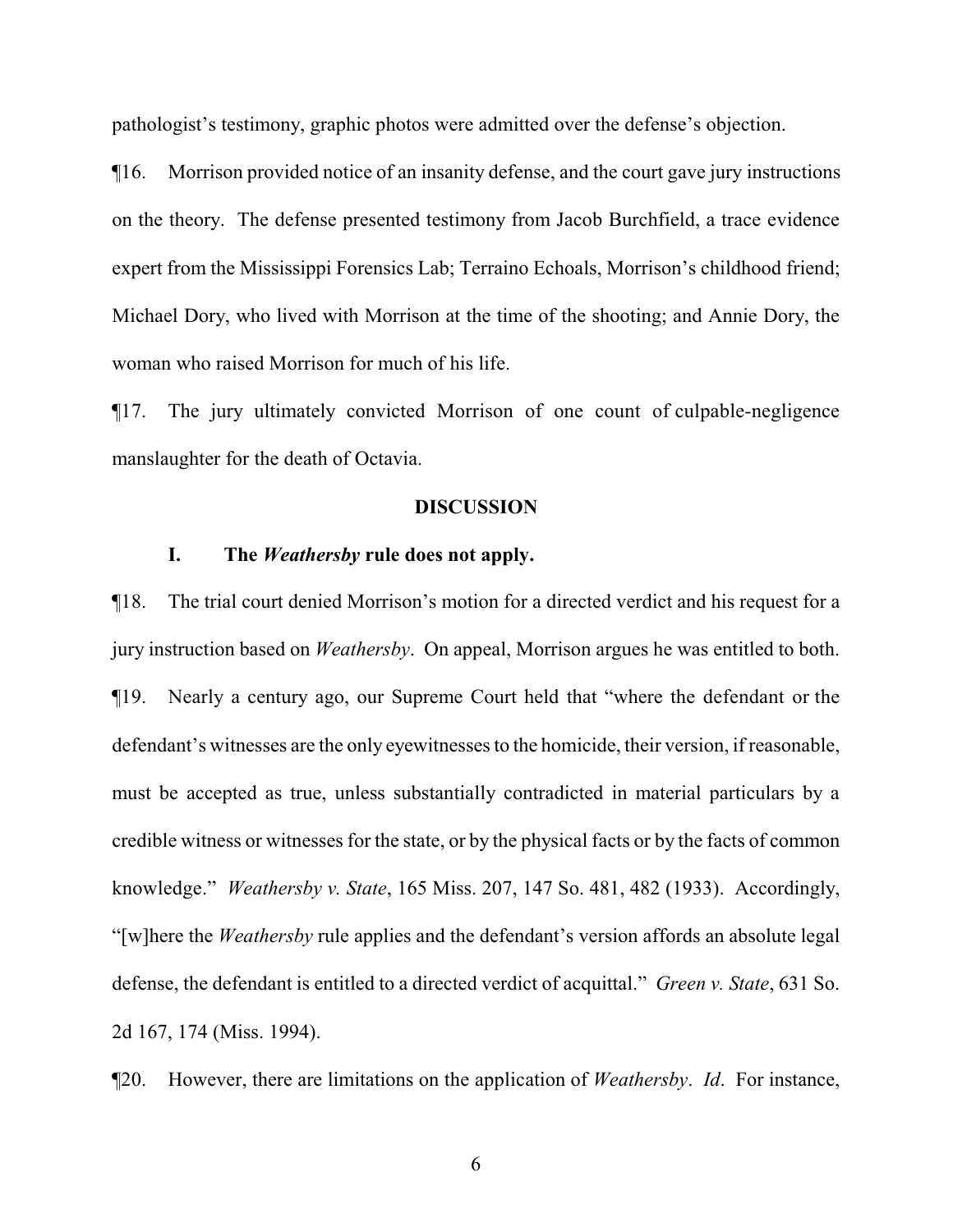pathologist's testimony, graphic photos were admitted over the defense's objection.

¶16. Morrison provided notice of an insanity defense, and the court gave jury instructions on the theory. The defense presented testimony from Jacob Burchfield, a trace evidence expert from the Mississippi Forensics Lab; Terraino Echoals, Morrison's childhood friend; Michael Dory, who lived with Morrison at the time of the shooting; and Annie Dory, the woman who raised Morrison for much of his life.

¶17. The jury ultimately convicted Morrison of one count of culpable-negligence manslaughter for the death of Octavia.

## DISCUSSION

### I. The *Weathersby* rule does not apply.

¶18. The trial court denied Morrison's motion for a directed verdict and his request for a jury instruction based on *Weathersby*. On appeal, Morrison argues he was entitled to both.

¶19. Nearly a century ago, our Supreme Court held that "where the defendant or the defendant's witnesses are the only eyewitnesses to the homicide, their version, if reasonable, must be accepted as true, unless substantially contradicted in material particulars by a credible witness or witnesses for the state, or by the physical facts or by the facts of common knowledge." *Weathersby v. State*, 165 Miss. 207, 147 So. 481, 482 (1933). Accordingly, "[w]here the *Weathersby* rule applies and the defendant's version affords an absolute legal defense, the defendant is entitled to a directed verdict of acquittal." *Green v. State*, 631 So. 2d 167, 174 (Miss. 1994).

¶20. However, there are limitations on the application of *Weathersby*. *Id*. For instance,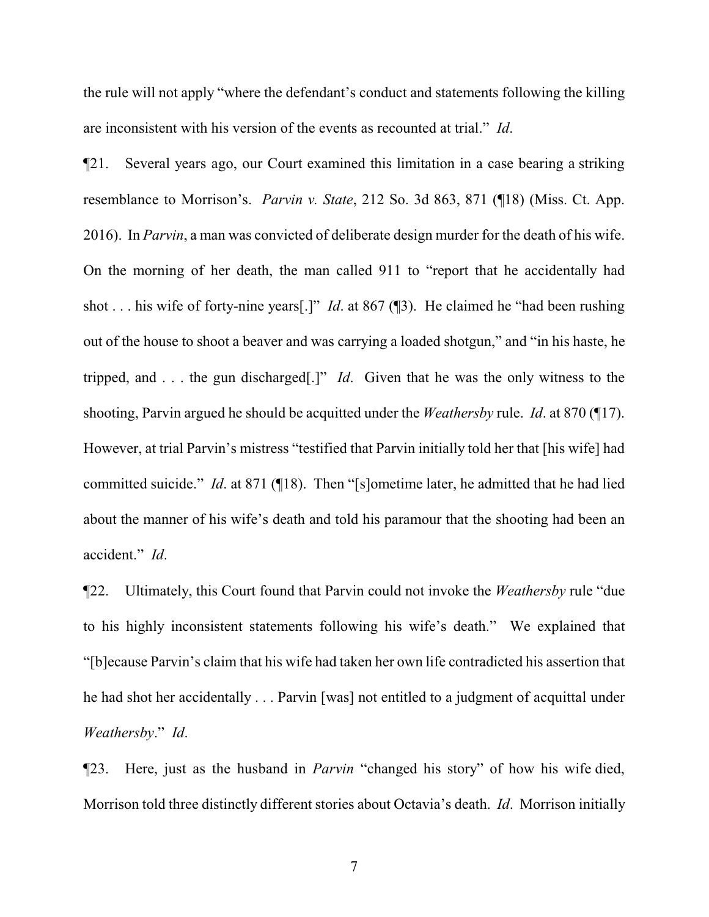the rule will not apply "where the defendant's conduct and statements following the killing are inconsistent with his version of the events as recounted at trial." *Id*.

¶21. Several years ago, our Court examined this limitation in a case bearing a striking resemblance to Morrison's. *Parvin v. State*, 212 So. 3d 863, 871 (¶18) (Miss. Ct. App. 2016). In *Parvin*, a man was convicted of deliberate design murder for the death of his wife. On the morning of her death, the man called 911 to "report that he accidentally had shot . . . his wife of forty-nine years[.]" *Id*. at 867 (¶3). He claimed he "had been rushing out of the house to shoot a beaver and was carrying a loaded shotgun," and "in his haste, he tripped, and . . . the gun discharged[.]" *Id*. Given that he was the only witness to the shooting, Parvin argued he should be acquitted under the *Weathersby* rule. *Id*. at 870 (¶17). However, at trial Parvin's mistress "testified that Parvin initially told her that [his wife] had committed suicide." *Id*. at 871 (¶18). Then "[s]ometime later, he admitted that he had lied about the manner of his wife's death and told his paramour that the shooting had been an accident." *Id*.

¶22. Ultimately, this Court found that Parvin could not invoke the *Weathersby* rule "due to his highly inconsistent statements following his wife's death." We explained that "[b]ecause Parvin's claim that his wife had taken her own life contradicted his assertion that he had shot her accidentally . . . Parvin [was] not entitled to a judgment of acquittal under *Weathersby*." *Id*.

¶23. Here, just as the husband in *Parvin* "changed his story" of how his wife died, Morrison told three distinctly different stories about Octavia's death. *Id*. Morrison initially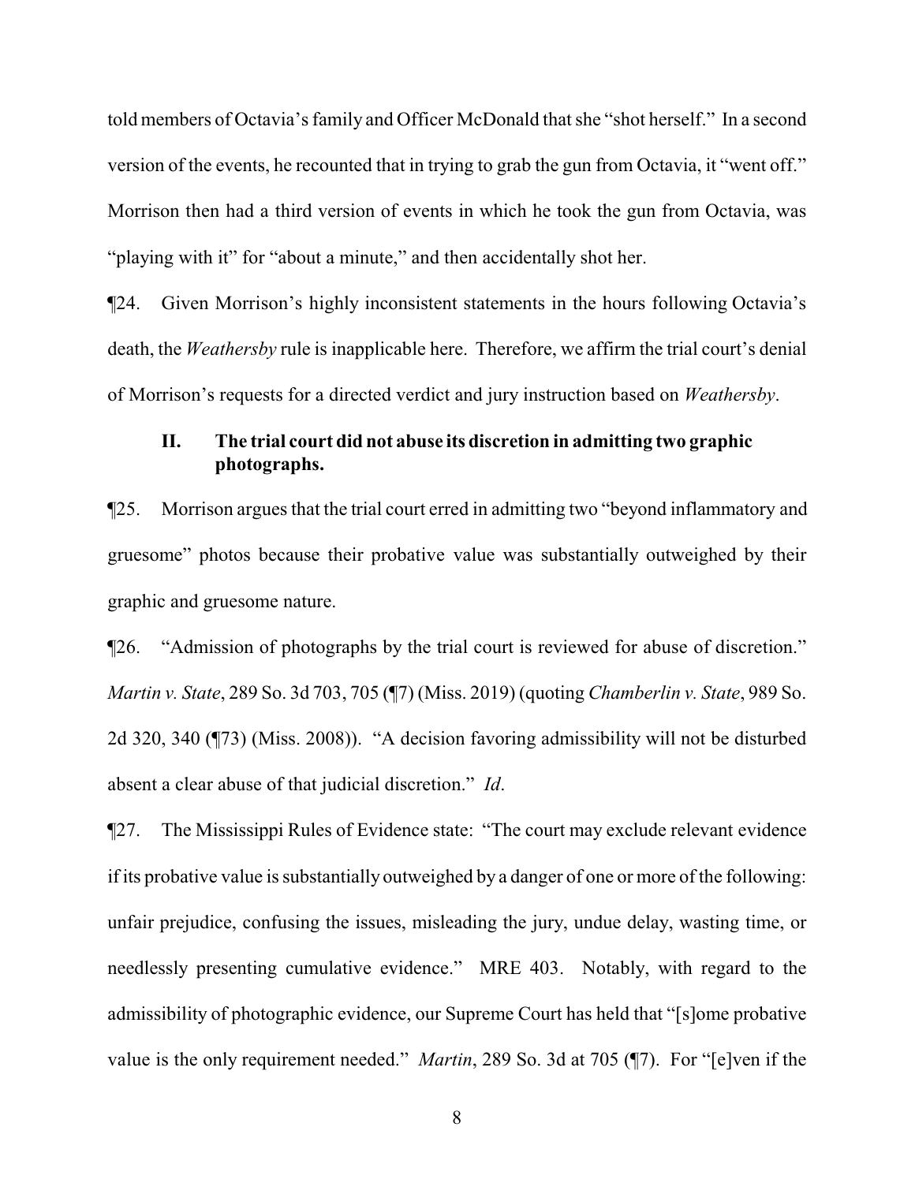told members of Octavia's family and Officer McDonald that she "shot herself." In a second version of the events, he recounted that in trying to grab the gun from Octavia, it "went off." Morrison then had a third version of events in which he took the gun from Octavia, was "playing with it" for "about a minute," and then accidentally shot her.

¶24. Given Morrison's highly inconsistent statements in the hours following Octavia's death, the *Weathersby* rule is inapplicable here. Therefore, we affirm the trial court's denial of Morrison's requests for a directed verdict and jury instruction based on *Weathersby*.

### II. The trial court did not abuse its discretion in admitting two graphic photographs.

¶25. Morrison argues that the trial court erred in admitting two "beyond inflammatory and gruesome" photos because their probative value was substantially outweighed by their graphic and gruesome nature.

¶26. "Admission of photographs by the trial court is reviewed for abuse of discretion." *Martin v. State*, 289 So. 3d 703, 705 (¶7) (Miss. 2019) (quoting *Chamberlin v. State*, 989 So. 2d 320, 340 (¶73) (Miss. 2008)). "A decision favoring admissibility will not be disturbed absent a clear abuse of that judicial discretion." *Id*.

¶27. The Mississippi Rules of Evidence state: "The court may exclude relevant evidence if its probative value is substantially outweighed by a danger of one or more of the following: unfair prejudice, confusing the issues, misleading the jury, undue delay, wasting time, or needlessly presenting cumulative evidence." MRE 403. Notably, with regard to the admissibility of photographic evidence, our Supreme Court has held that "[s]ome probative value is the only requirement needed." *Martin*, 289 So. 3d at 705 (¶7). For "[e]ven if the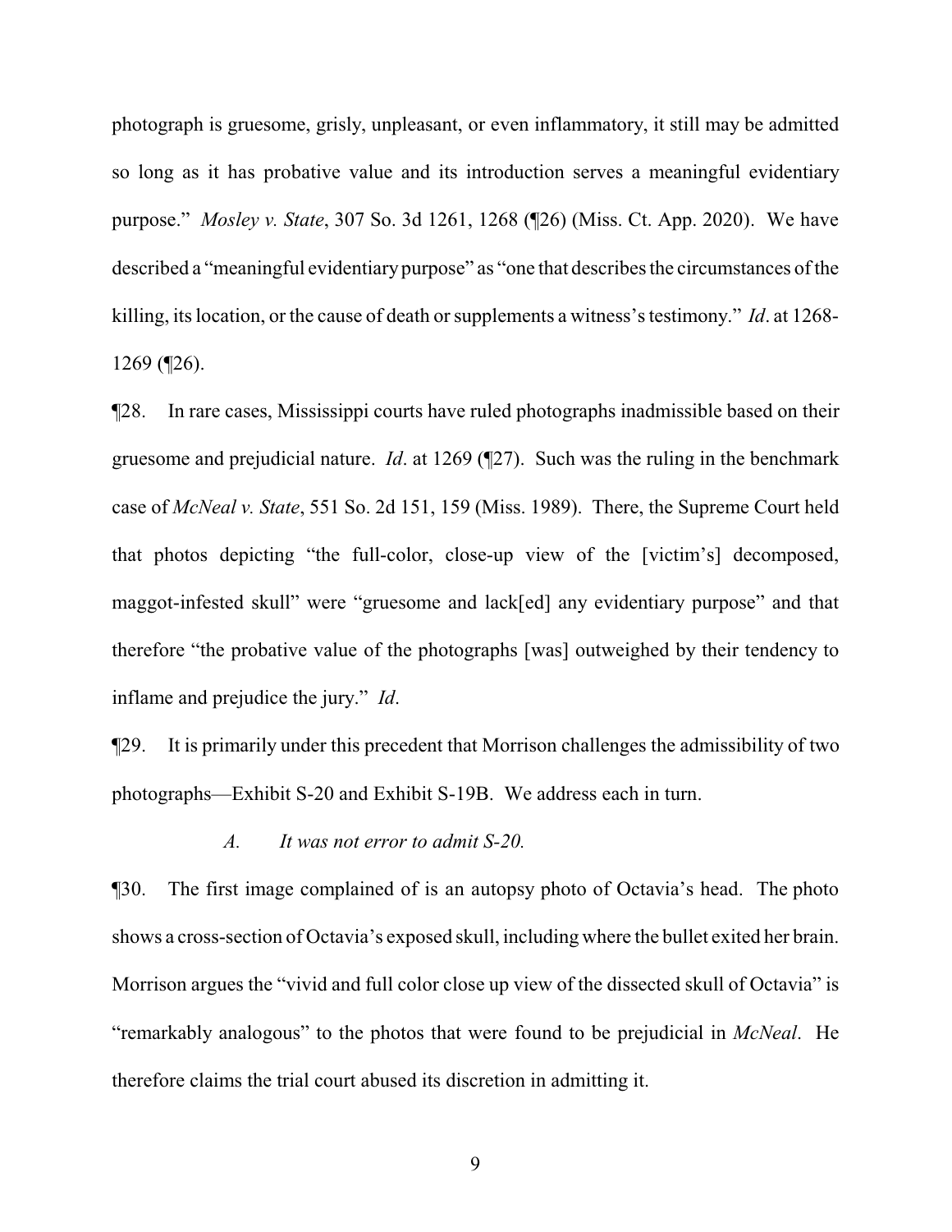photograph is gruesome, grisly, unpleasant, or even inflammatory, it still may be admitted so long as it has probative value and its introduction serves a meaningful evidentiary purpose." *Mosley v. State*, 307 So. 3d 1261, 1268 (¶26) (Miss. Ct. App. 2020). We have described a "meaningful evidentiary purpose" as "one that describes the circumstances of the killing, its location, or the cause of death or supplements a witness's testimony." *Id*. at 1268-1269 (¶26).

¶28. In rare cases, Mississippi courts have ruled photographs inadmissible based on their gruesome and prejudicial nature. *Id*. at 1269 (¶27). Such was the ruling in the benchmark case of *McNeal v. State*, 551 So. 2d 151, 159 (Miss. 1989). There, the Supreme Court held that photos depicting "the full-color, close-up view of the [victim's] decomposed, maggot-infested skull" were "gruesome and lack[ed] any evidentiary purpose" and that therefore "the probative value of the photographs [was] outweighed by their tendency to inflame and prejudice the jury." *Id*.

¶29. It is primarily under this precedent that Morrison challenges the admissibility of two photographs—Exhibit S-20 and Exhibit S-19B. We address each in turn.

*A. It was not error to admit S-20.*

¶30. The first image complained of is an autopsy photo of Octavia's head. The photo shows a cross-section of Octavia's exposed skull, including where the bullet exited her brain. Morrison argues the "vivid and full color close up view of the dissected skull of Octavia" is "remarkably analogous" to the photos that were found to be prejudicial in *McNeal*. He therefore claims the trial court abused its discretion in admitting it.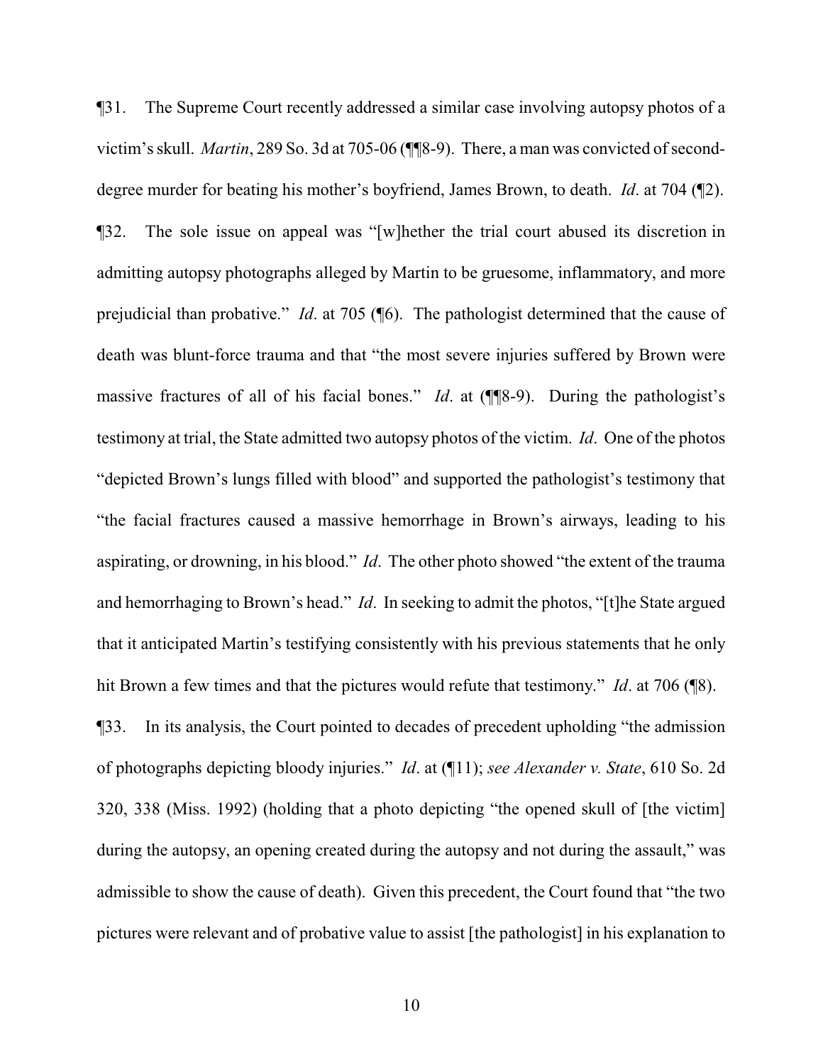¶31. The Supreme Court recently addressed a similar case involving autopsy photos of a victim's skull. *Martin*, 289 So. 3d at 705-06 (¶¶8-9). There, a man was convicted of second-degree murder for beating his mother's boyfriend, James Brown, to death. *Id*. at 704 (¶2).

¶32. The sole issue on appeal was "[w]hether the trial court abused its discretion in admitting autopsy photographs alleged by Martin to be gruesome, inflammatory, and more prejudicial than probative." *Id*. at 705 (¶6). The pathologist determined that the cause of death was blunt-force trauma and that "the most severe injuries suffered by Brown were massive fractures of all of his facial bones." *Id*. at (¶¶8-9). During the pathologist's testimony at trial, the State admitted two autopsy photos of the victim. *Id*. One of the photos "depicted Brown's lungs filled with blood" and supported the pathologist's testimony that "the facial fractures caused a massive hemorrhage in Brown's airways, leading to his aspirating, or drowning, in his blood." *Id*. The other photo showed "the extent of the trauma and hemorrhaging to Brown's head." *Id*. In seeking to admit the photos, "[t]he State argued that it anticipated Martin's testifying consistently with his previous statements that he only hit Brown a few times and that the pictures would refute that testimony." *Id*. at 706 (¶8).

¶33. In its analysis, the Court pointed to decades of precedent upholding "the admission of photographs depicting bloody injuries." *Id*. at (¶11); *see Alexander v. State*, 610 So. 2d 320, 338 (Miss. 1992) (holding that a photo depicting "the opened skull of [the victim] during the autopsy, an opening created during the autopsy and not during the assault," was admissible to show the cause of death). Given this precedent, the Court found that "the two pictures were relevant and of probative value to assist [the pathologist] in his explanation to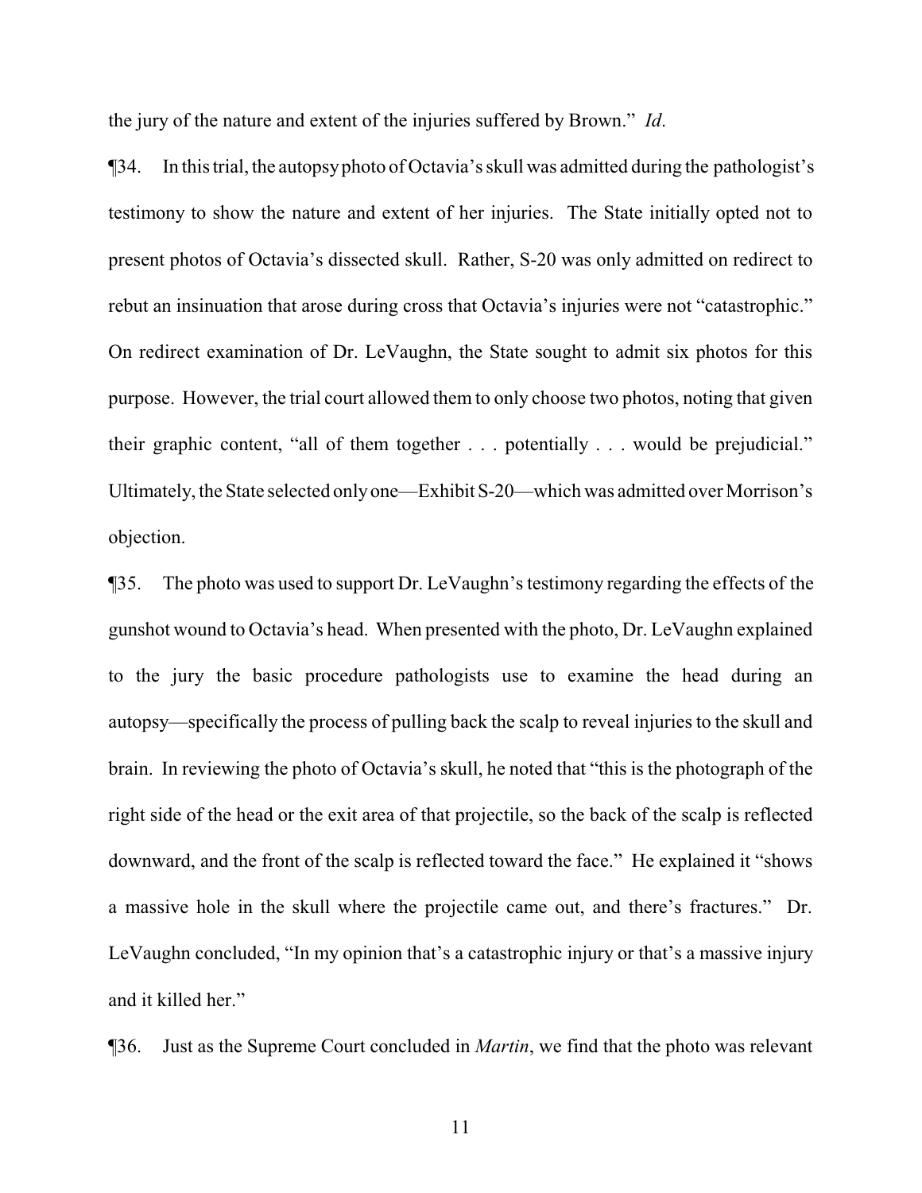the jury of the nature and extent of the injuries suffered by Brown." *Id*.

¶34. In this trial, the autopsy photo of Octavia's skull was admitted during the pathologist's testimony to show the nature and extent of her injuries. The State initially opted not to present photos of Octavia's dissected skull. Rather, S-20 was only admitted on redirect to rebut an insinuation that arose during cross that Octavia's injuries were not "catastrophic." On redirect examination of Dr. LeVaughn, the State sought to admit six photos for this purpose. However, the trial court allowed them to only choose two photos, noting that given their graphic content, "all of them together . . . potentially . . . would be prejudicial." Ultimately, the State selected only one—Exhibit S-20—which was admitted over Morrison's objection.

¶35. The photo was used to support Dr. LeVaughn's testimony regarding the effects of the gunshot wound to Octavia's head. When presented with the photo, Dr. LeVaughn explained to the jury the basic procedure pathologists use to examine the head during an autopsy—specifically the process of pulling back the scalp to reveal injuries to the skull and brain. In reviewing the photo of Octavia's skull, he noted that "this is the photograph of the right side of the head or the exit area of that projectile, so the back of the scalp is reflected downward, and the front of the scalp is reflected toward the face." He explained it "shows a massive hole in the skull where the projectile came out, and there's fractures." Dr. LeVaughn concluded, "In my opinion that's a catastrophic injury or that's a massive injury and it killed her."

¶36. Just as the Supreme Court concluded in *Martin*, we find that the photo was relevant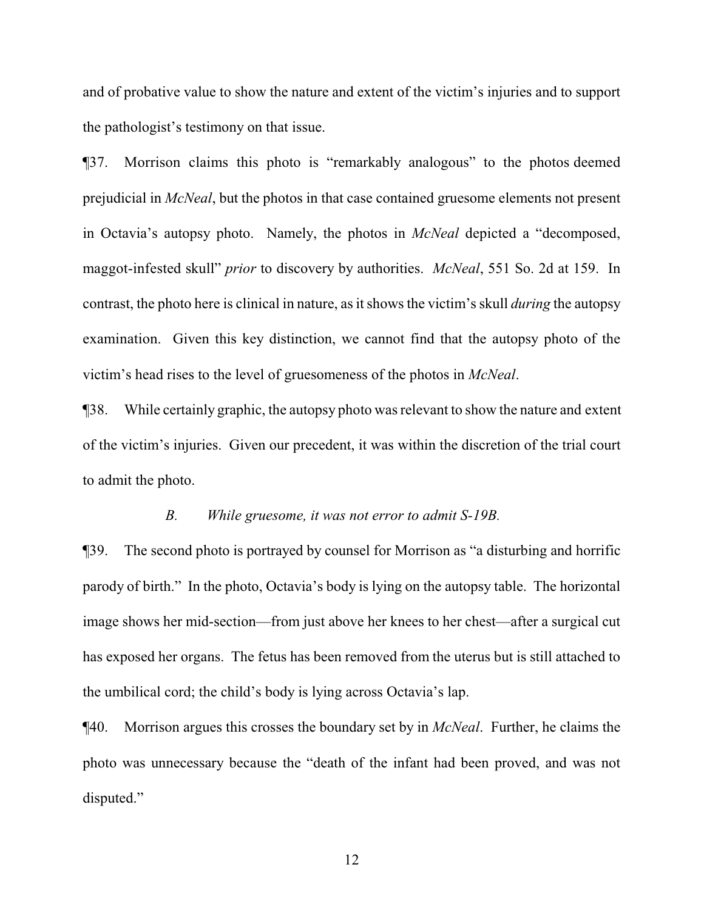and of probative value to show the nature and extent of the victim's injuries and to support the pathologist's testimony on that issue.

¶37. Morrison claims this photo is "remarkably analogous" to the photos deemed prejudicial in *McNeal*, but the photos in that case contained gruesome elements not present in Octavia's autopsy photo. Namely, the photos in *McNeal* depicted a "decomposed, maggot-infested skull" *prior* to discovery by authorities. *McNeal*, 551 So. 2d at 159. In contrast, the photo here is clinical in nature, as it shows the victim's skull *during* the autopsy examination. Given this key distinction, we cannot find that the autopsy photo of the victim's head rises to the level of gruesomeness of the photos in *McNeal*.

¶38. While certainly graphic, the autopsy photo was relevant to show the nature and extent of the victim's injuries. Given our precedent, it was within the discretion of the trial court to admit the photo.

*B. While gruesome, it was not error to admit S-19B.*

¶39. The second photo is portrayed by counsel for Morrison as "a disturbing and horrific parody of birth." In the photo, Octavia's body is lying on the autopsy table. The horizontal image shows her mid-section—from just above her knees to her chest—after a surgical cut has exposed her organs. The fetus has been removed from the uterus but is still attached to the umbilical cord; the child's body is lying across Octavia's lap.

¶40. Morrison argues this crosses the boundary set by in *McNeal*. Further, he claims the photo was unnecessary because the "death of the infant had been proved, and was not disputed."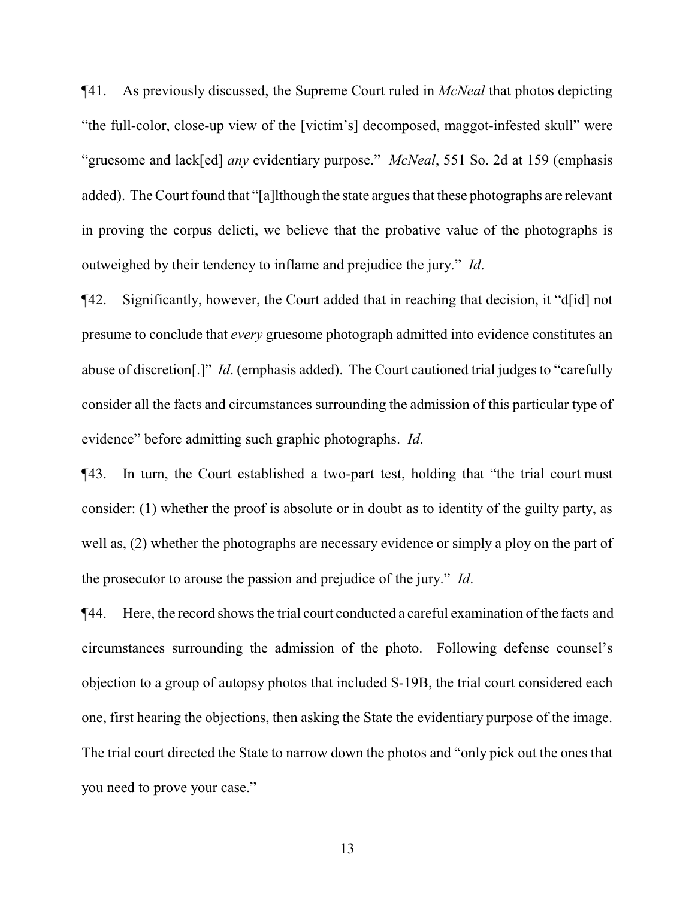¶41. As previously discussed, the Supreme Court ruled in *McNeal* that photos depicting "the full-color, close-up view of the [victim's] decomposed, maggot-infested skull" were "gruesome and lack[ed] *any* evidentiary purpose." *McNeal*, 551 So. 2d at 159 (emphasis added). The Court found that "[a]lthough the state argues that these photographs are relevant in proving the corpus delicti, we believe that the probative value of the photographs is outweighed by their tendency to inflame and prejudice the jury." *Id*.

¶42. Significantly, however, the Court added that in reaching that decision, it "d[id] not presume to conclude that *every* gruesome photograph admitted into evidence constitutes an abuse of discretion[.]" *Id*. (emphasis added). The Court cautioned trial judges to "carefully consider all the facts and circumstances surrounding the admission of this particular type of evidence" before admitting such graphic photographs. *Id*.

¶43. In turn, the Court established a two-part test, holding that "the trial court must consider: (1) whether the proof is absolute or in doubt as to identity of the guilty party, as well as, (2) whether the photographs are necessary evidence or simply a ploy on the part of the prosecutor to arouse the passion and prejudice of the jury." *Id*.

¶44. Here, the record shows the trial court conducted a careful examination of the facts and circumstances surrounding the admission of the photo. Following defense counsel's objection to a group of autopsy photos that included S-19B, the trial court considered each one, first hearing the objections, then asking the State the evidentiary purpose of the image. The trial court directed the State to narrow down the photos and "only pick out the ones that you need to prove your case."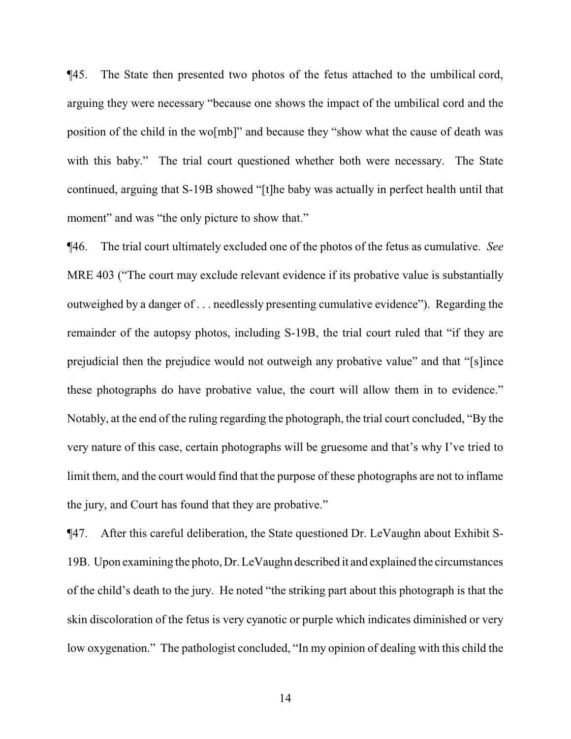¶45. The State then presented two photos of the fetus attached to the umbilical cord, arguing they were necessary "because one shows the impact of the umbilical cord and the position of the child in the wo[mb]" and because they "show what the cause of death was with this baby." The trial court questioned whether both were necessary. The State continued, arguing that S-19B showed "[t]he baby was actually in perfect health until that moment" and was "the only picture to show that."

¶46. The trial court ultimately excluded one of the photos of the fetus as cumulative. *See* MRE 403 ("The court may exclude relevant evidence if its probative value is substantially outweighed by a danger of . . . needlessly presenting cumulative evidence"). Regarding the remainder of the autopsy photos, including S-19B, the trial court ruled that "if they are prejudicial then the prejudice would not outweigh any probative value" and that "[s]ince these photographs do have probative value, the court will allow them in to evidence." Notably, at the end of the ruling regarding the photograph, the trial court concluded, "By the very nature of this case, certain photographs will be gruesome and that's why I've tried to limit them, and the court would find that the purpose of these photographs are not to inflame the jury, and Court has found that they are probative."

¶47. After this careful deliberation, the State questioned Dr. LeVaughn about Exhibit S-19B. Upon examining the photo, Dr. LeVaughn described it and explained the circumstances of the child's death to the jury. He noted "the striking part about this photograph is that the skin discoloration of the fetus is very cyanotic or purple which indicates diminished or very low oxygenation." The pathologist concluded, "In my opinion of dealing with this child the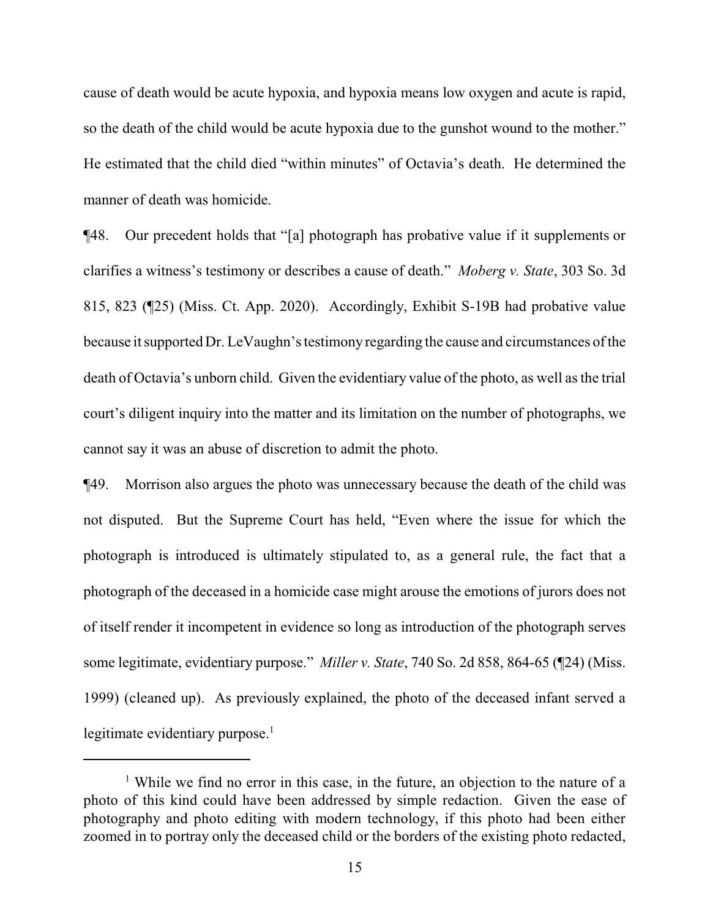cause of death would be acute hypoxia, and hypoxia means low oxygen and acute is rapid, so the death of the child would be acute hypoxia due to the gunshot wound to the mother." He estimated that the child died "within minutes" of Octavia's death. He determined the manner of death was homicide.

¶48. Our precedent holds that "[a] photograph has probative value if it supplements or clarifies a witness's testimony or describes a cause of death." *Moberg v. State*, 303 So. 3d 815, 823 (¶25) (Miss. Ct. App. 2020). Accordingly, Exhibit S-19B had probative value because it supported Dr. LeVaughn's testimony regarding the cause and circumstances of the death of Octavia's unborn child. Given the evidentiary value of the photo, as well as the trial court's diligent inquiry into the matter and its limitation on the number of photographs, we cannot say it was an abuse of discretion to admit the photo.

¶49. Morrison also argues the photo was unnecessary because the death of the child was not disputed. But the Supreme Court has held, "Even where the issue for which the photograph is introduced is ultimately stipulated to, as a general rule, the fact that a photograph of the deceased in a homicide case might arouse the emotions of jurors does not of itself render it incompetent in evidence so long as introduction of the photograph serves some legitimate, evidentiary purpose." *Miller v. State*, 740 So. 2d 858, 864-65 (¶24) (Miss. 1999) (cleaned up). As previously explained, the photo of the deceased infant served a legitimate evidentiary purpose.[1]

---

[1] While we find no error in this case, in the future, an objection to the nature of a photo of this kind could have been addressed by simple redaction. Given the ease of photography and photo editing with modern technology, if this photo had been either zoomed in to portray only the deceased child or the borders of the existing photo redacted,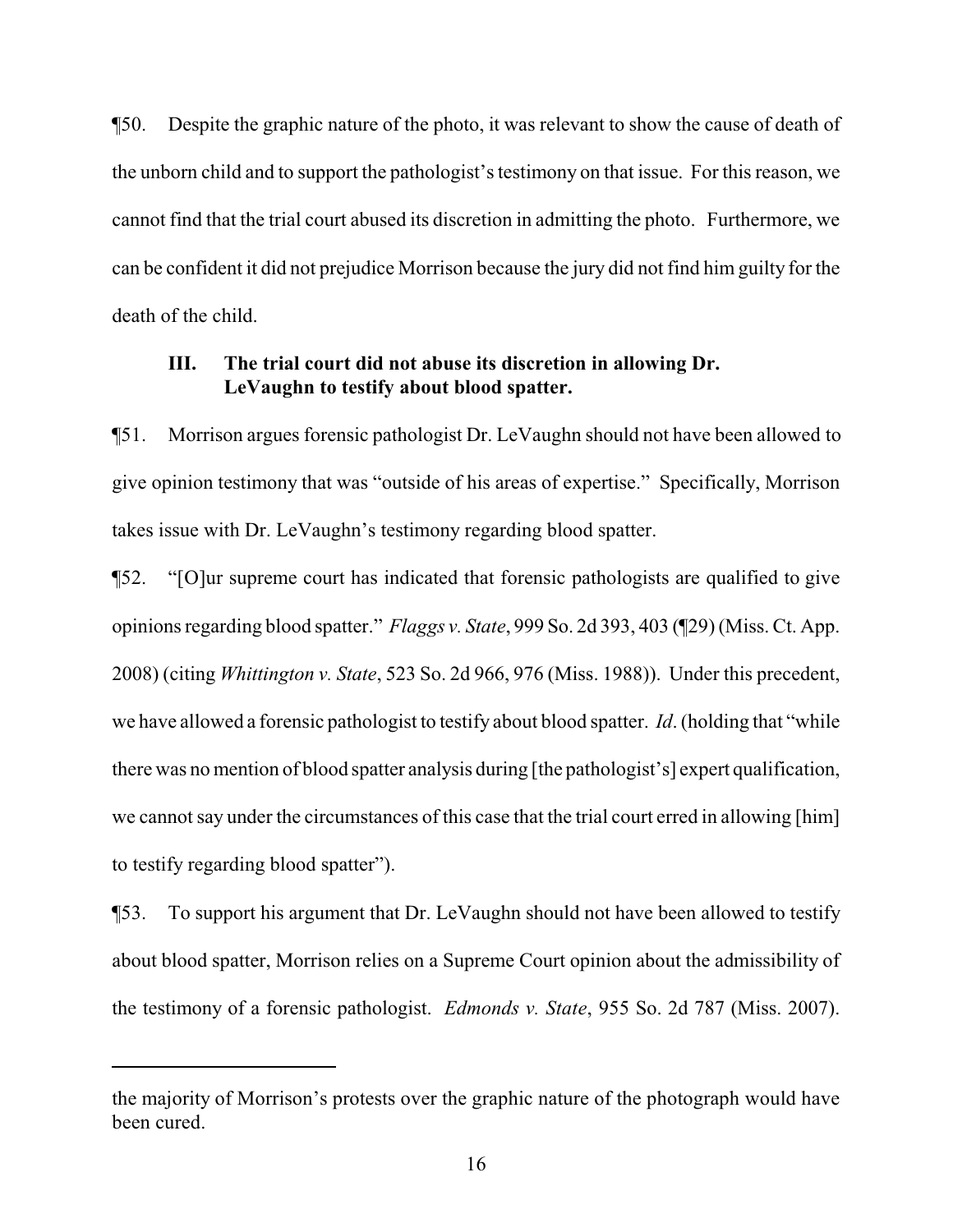¶50. Despite the graphic nature of the photo, it was relevant to show the cause of death of the unborn child and to support the pathologist's testimony on that issue. For this reason, we cannot find that the trial court abused its discretion in admitting the photo. Furthermore, we can be confident it did not prejudice Morrison because the jury did not find him guilty for the death of the child.

### III. The trial court did not abuse its discretion in allowing Dr. LeVaughn to testify about blood spatter.

¶51. Morrison argues forensic pathologist Dr. LeVaughn should not have been allowed to give opinion testimony that was "outside of his areas of expertise." Specifically, Morrison takes issue with Dr. LeVaughn's testimony regarding blood spatter.

¶52. "[O]ur supreme court has indicated that forensic pathologists are qualified to give opinions regarding blood spatter." *Flaggs v. State*, 999 So. 2d 393, 403 (¶29) (Miss. Ct. App. 2008) (citing *Whittington v. State*, 523 So. 2d 966, 976 (Miss. 1988)). Under this precedent, we have allowed a forensic pathologist to testify about blood spatter. *Id*. (holding that "while there was no mention of blood spatter analysis during [the pathologist's] expert qualification, we cannot say under the circumstances of this case that the trial court erred in allowing [him] to testify regarding blood spatter").

¶53. To support his argument that Dr. LeVaughn should not have been allowed to testify about blood spatter, Morrison relies on a Supreme Court opinion about the admissibility of the testimony of a forensic pathologist. *Edmonds v. State*, 955 So. 2d 787 (Miss. 2007).

---

the majority of Morrison's protests over the graphic nature of the photograph would have been cured.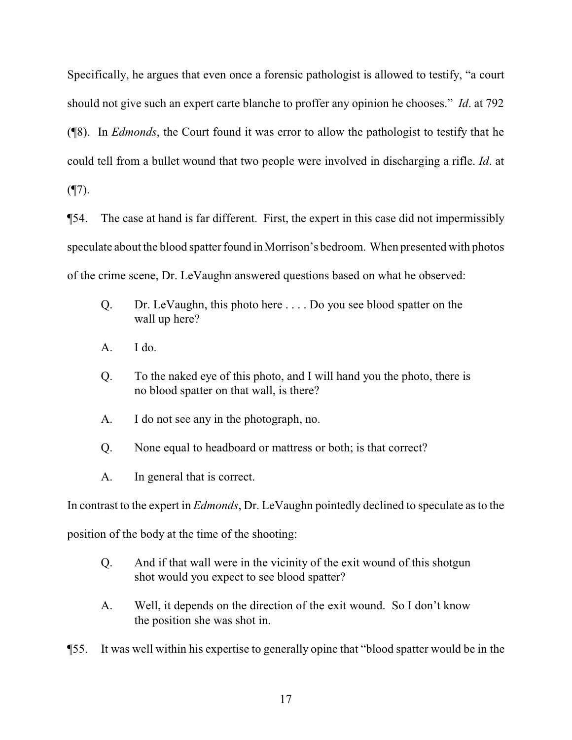Specifically, he argues that even once a forensic pathologist is allowed to testify, "a court should not give such an expert carte blanche to proffer any opinion he chooses." *Id*. at 792 (¶8). In *Edmonds*, the Court found it was error to allow the pathologist to testify that he could tell from a bullet wound that two people were involved in discharging a rifle. *Id*. at (¶7).

¶54. The case at hand is far different. First, the expert in this case did not impermissibly speculate about the blood spatter found in Morrison's bedroom. When presented with photos of the crime scene, Dr. LeVaughn answered questions based on what he observed:

> Q. Dr. LeVaughn, this photo here . . . . Do you see blood spatter on the wall up here?
>
> A. I do.
>
> Q. To the naked eye of this photo, and I will hand you the photo, there is no blood spatter on that wall, is there?
>
> A. I do not see any in the photograph, no.
>
> Q. None equal to headboard or mattress or both; is that correct?
>
> A. In general that is correct.

In contrast to the expert in *Edmonds*, Dr. LeVaughn pointedly declined to speculate as to the position of the body at the time of the shooting:

> Q. And if that wall were in the vicinity of the exit wound of this shotgun shot would you expect to see blood spatter?
>
> A. Well, it depends on the direction of the exit wound. So I don't know the position she was shot in.

¶55. It was well within his expertise to generally opine that "blood spatter would be in the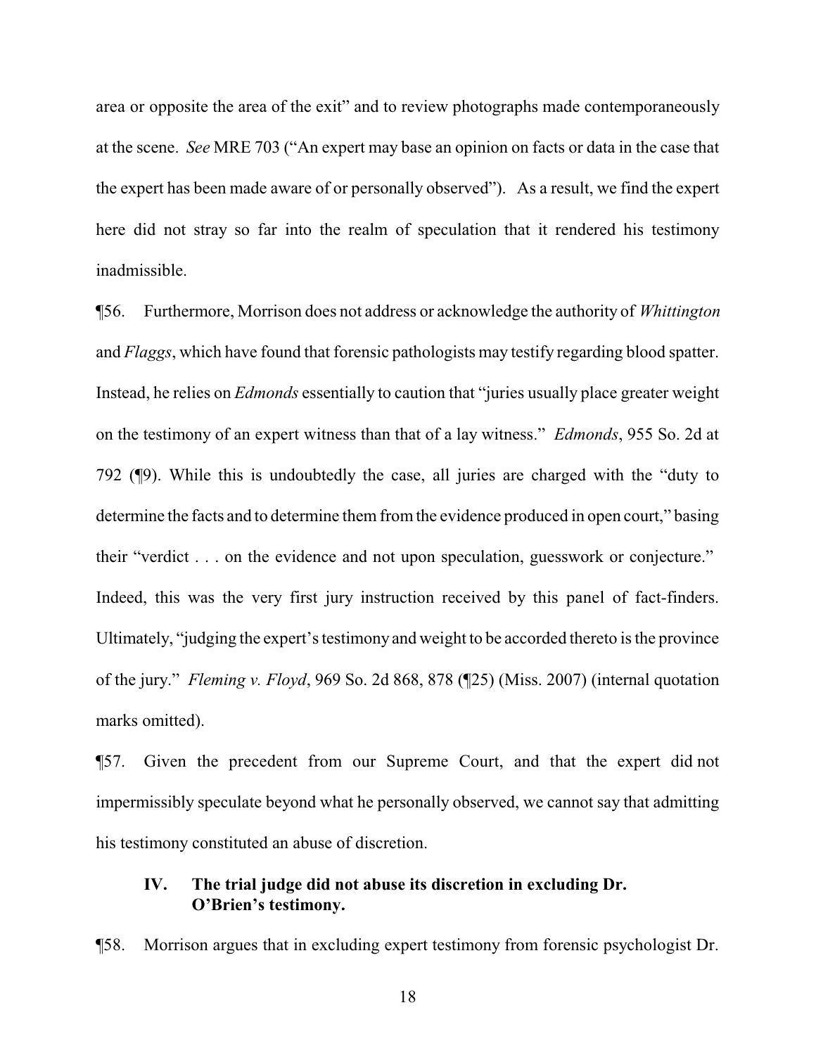area or opposite the area of the exit" and to review photographs made contemporaneously at the scene. *See* MRE 703 ("An expert may base an opinion on facts or data in the case that the expert has been made aware of or personally observed"). As a result, we find the expert here did not stray so far into the realm of speculation that it rendered his testimony inadmissible.

¶56. Furthermore, Morrison does not address or acknowledge the authority of *Whittington* and *Flaggs*, which have found that forensic pathologists may testify regarding blood spatter. Instead, he relies on *Edmonds* essentially to caution that "juries usually place greater weight on the testimony of an expert witness than that of a lay witness." *Edmonds*, 955 So. 2d at 792 (¶9). While this is undoubtedly the case, all juries are charged with the "duty to determine the facts and to determine them from the evidence produced in open court," basing their "verdict . . . on the evidence and not upon speculation, guesswork or conjecture." Indeed, this was the very first jury instruction received by this panel of fact-finders. Ultimately, "judging the expert's testimony and weight to be accorded thereto is the province of the jury." *Fleming v. Floyd*, 969 So. 2d 868, 878 (¶25) (Miss. 2007) (internal quotation marks omitted).

¶57. Given the precedent from our Supreme Court, and that the expert did not impermissibly speculate beyond what he personally observed, we cannot say that admitting his testimony constituted an abuse of discretion.

## IV. The trial judge did not abuse its discretion in excluding Dr. O'Brien's testimony.

¶58. Morrison argues that in excluding expert testimony from forensic psychologist Dr.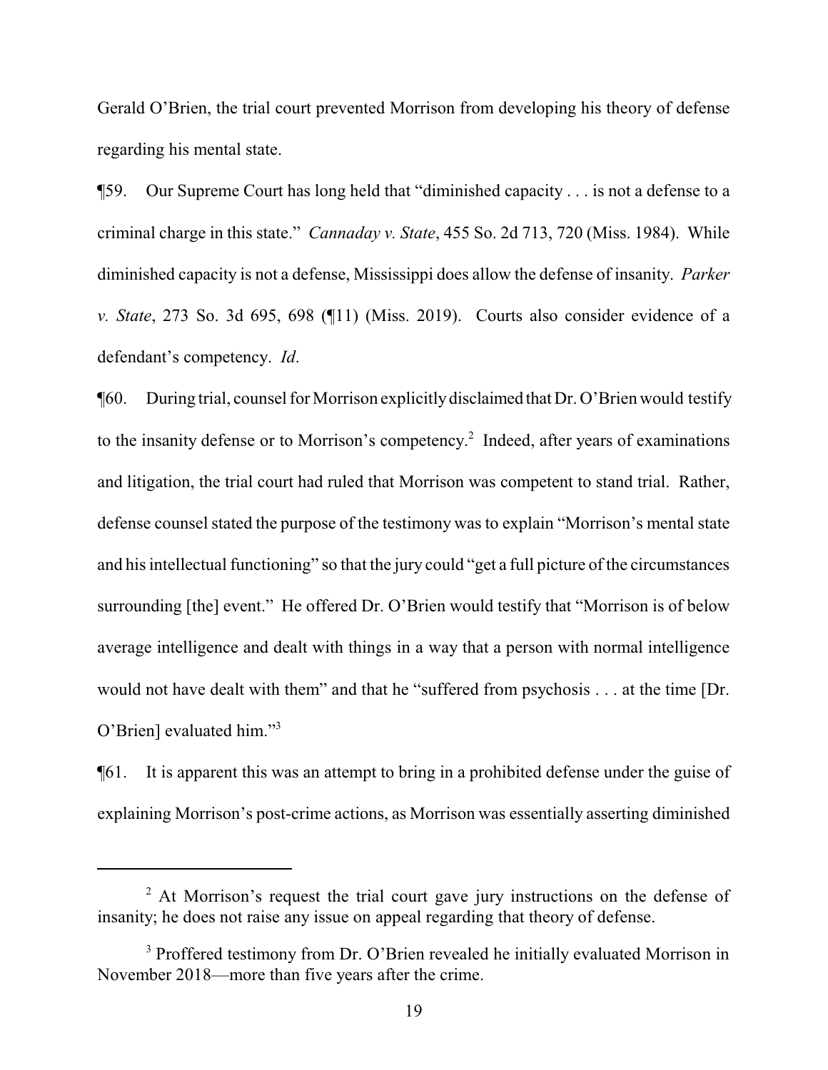Gerald O'Brien, the trial court prevented Morrison from developing his theory of defense regarding his mental state.

¶59. Our Supreme Court has long held that "diminished capacity . . . is not a defense to a criminal charge in this state." *Cannaday v. State*, 455 So. 2d 713, 720 (Miss. 1984). While diminished capacity is not a defense, Mississippi does allow the defense of insanity. *Parker v. State*, 273 So. 3d 695, 698 (¶11) (Miss. 2019). Courts also consider evidence of a defendant's competency. *Id*.

¶60. During trial, counsel for Morrison explicitly disclaimed that Dr. O'Brien would testify to the insanity defense or to Morrison's competency.[2] Indeed, after years of examinations and litigation, the trial court had ruled that Morrison was competent to stand trial. Rather, defense counsel stated the purpose of the testimony was to explain "Morrison's mental state and his intellectual functioning" so that the jury could "get a full picture of the circumstances surrounding [the] event." He offered Dr. O'Brien would testify that "Morrison is of below average intelligence and dealt with things in a way that a person with normal intelligence would not have dealt with them" and that he "suffered from psychosis . . . at the time [Dr. O'Brien] evaluated him."[3]

¶61. It is apparent this was an attempt to bring in a prohibited defense under the guise of explaining Morrison's post-crime actions, as Morrison was essentially asserting diminished

---

[2] At Morrison's request the trial court gave jury instructions on the defense of insanity; he does not raise any issue on appeal regarding that theory of defense.

[3] Proffered testimony from Dr. O'Brien revealed he initially evaluated Morrison in November 2018—more than five years after the crime.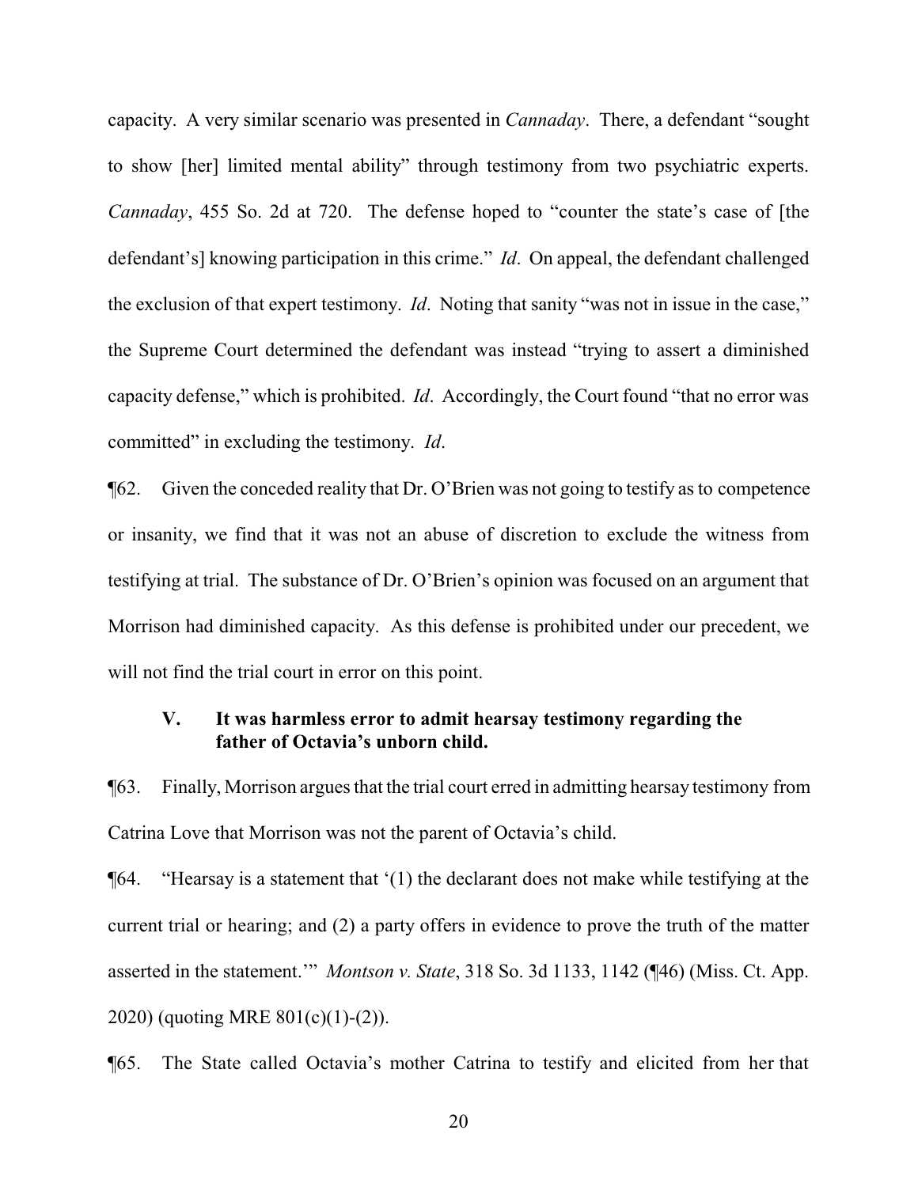capacity. A very similar scenario was presented in *Cannaday*. There, a defendant "sought to show [her] limited mental ability" through testimony from two psychiatric experts. *Cannaday*, 455 So. 2d at 720. The defense hoped to "counter the state's case of [the defendant's] knowing participation in this crime." *Id*. On appeal, the defendant challenged the exclusion of that expert testimony. *Id*. Noting that sanity "was not in issue in the case," the Supreme Court determined the defendant was instead "trying to assert a diminished capacity defense," which is prohibited. *Id*. Accordingly, the Court found "that no error was committed" in excluding the testimony. *Id*.

¶62. Given the conceded reality that Dr. O'Brien was not going to testify as to competence or insanity, we find that it was not an abuse of discretion to exclude the witness from testifying at trial. The substance of Dr. O'Brien's opinion was focused on an argument that Morrison had diminished capacity. As this defense is prohibited under our precedent, we will not find the trial court in error on this point.

### V. It was harmless error to admit hearsay testimony regarding the father of Octavia's unborn child.

¶63. Finally, Morrison argues that the trial court erred in admitting hearsay testimony from Catrina Love that Morrison was not the parent of Octavia's child.

¶64. "Hearsay is a statement that '(1) the declarant does not make while testifying at the current trial or hearing; and (2) a party offers in evidence to prove the truth of the matter asserted in the statement.'" *Montson v. State*, 318 So. 3d 1133, 1142 (¶46) (Miss. Ct. App. 2020) (quoting MRE 801(c)(1)-(2)).

¶65. The State called Octavia's mother Catrina to testify and elicited from her that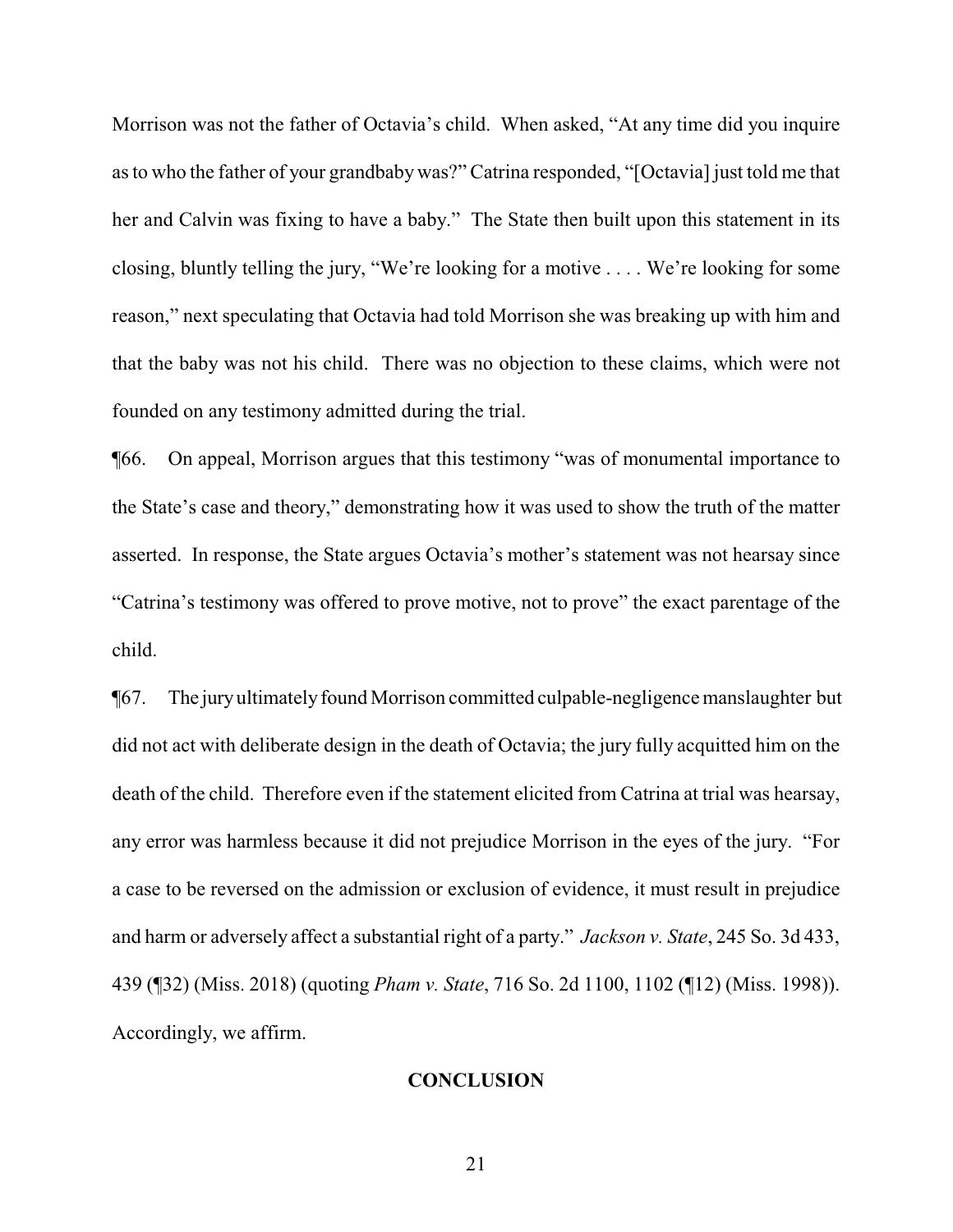Morrison was not the father of Octavia's child. When asked, "At any time did you inquire as to who the father of your grandbaby was?" Catrina responded, "[Octavia] just told me that her and Calvin was fixing to have a baby." The State then built upon this statement in its closing, bluntly telling the jury, "We're looking for a motive . . . . We're looking for some reason," next speculating that Octavia had told Morrison she was breaking up with him and that the baby was not his child. There was no objection to these claims, which were not founded on any testimony admitted during the trial.

¶66. On appeal, Morrison argues that this testimony "was of monumental importance to the State's case and theory," demonstrating how it was used to show the truth of the matter asserted. In response, the State argues Octavia's mother's statement was not hearsay since "Catrina's testimony was offered to prove motive, not to prove" the exact parentage of the child.

¶67. The jury ultimately found Morrison committed culpable-negligence manslaughter but did not act with deliberate design in the death of Octavia; the jury fully acquitted him on the death of the child. Therefore even if the statement elicited from Catrina at trial was hearsay, any error was harmless because it did not prejudice Morrison in the eyes of the jury. "For a case to be reversed on the admission or exclusion of evidence, it must result in prejudice and harm or adversely affect a substantial right of a party." *Jackson v. State*, 245 So. 3d 433, 439 (¶32) (Miss. 2018) (quoting *Pham v. State*, 716 So. 2d 1100, 1102 (¶12) (Miss. 1998)). Accordingly, we affirm.

## CONCLUSION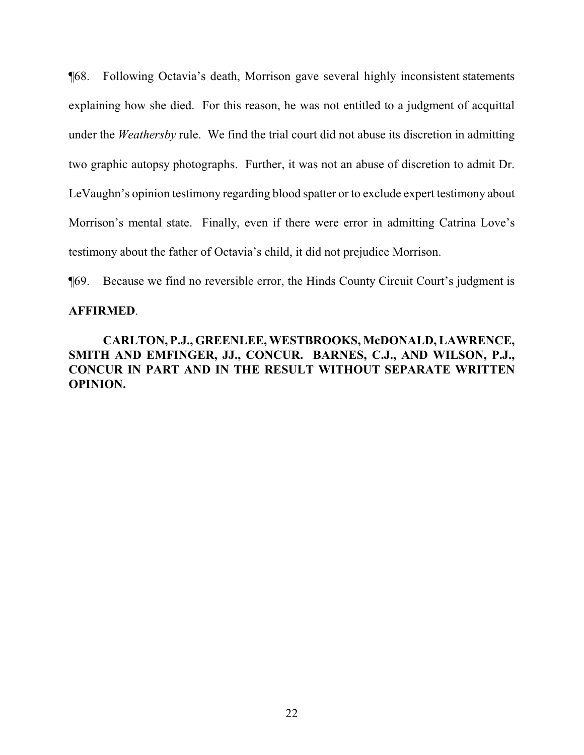¶68. Following Octavia's death, Morrison gave several highly inconsistent statements explaining how she died. For this reason, he was not entitled to a judgment of acquittal under the *Weathersby* rule. We find the trial court did not abuse its discretion in admitting two graphic autopsy photographs. Further, it was not an abuse of discretion to admit Dr. LeVaughn's opinion testimony regarding blood spatter or to exclude expert testimony about Morrison's mental state. Finally, even if there were error in admitting Catrina Love's testimony about the father of Octavia's child, it did not prejudice Morrison.

¶69. Because we find no reversible error, the Hinds County Circuit Court's judgment is **AFFIRMED**.

**CARLTON, P.J., GREENLEE, WESTBROOKS, McDONALD, LAWRENCE, SMITH AND EMFINGER, JJ., CONCUR. BARNES, C.J., AND WILSON, P.J., CONCUR IN PART AND IN THE RESULT WITHOUT SEPARATE WRITTEN OPINION.**